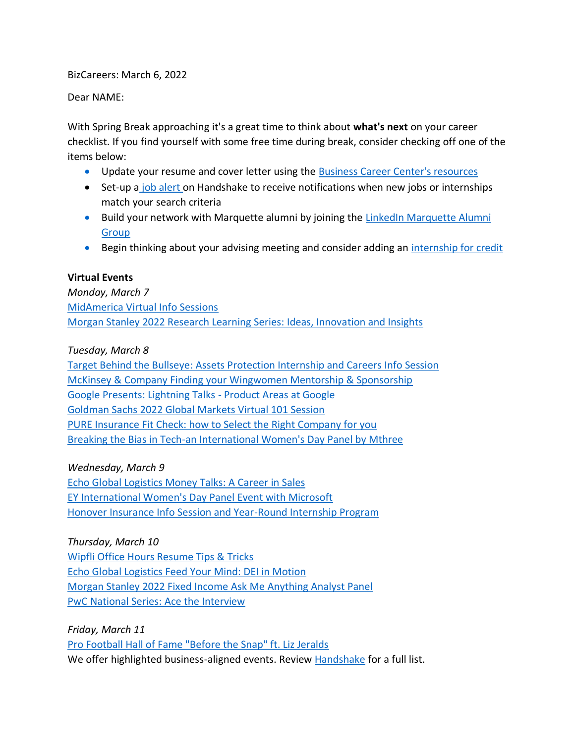BizCareers: March 6, 2022

Dear NAME:

With Spring Break approaching it's a great time to think about **what's next** on your career checklist. If you find yourself with some free time during break, consider checking off one of the items below:

- Update your resume and cover letter using the Business Career Center's resources
- Set-up a job alert on Handshake to receive notifications when new jobs or internships match your search criteria
- Build your network with Marquette alumni by joining the LinkedIn Marquette Alumni Group
- Begin thinking about your advising meeting and consider adding an internship for credit

**Virtual Events**

*Monday, March 7*

MidAmerica Virtual Info Sessions
Morgan Stanley 2022 Research Learning Series: Ideas, Innovation and Insights

*Tuesday, March 8*

Target Behind the Bullseye: Assets Protection Internship and Careers Info Session
McKinsey & Company Finding your Wingwomen Mentorship & Sponsorship
Google Presents: Lightning Talks - Product Areas at Google
Goldman Sachs 2022 Global Markets Virtual 101 Session
PURE Insurance Fit Check: how to Select the Right Company for you
Breaking the Bias in Tech-an International Women's Day Panel by Mthree

*Wednesday, March 9*

Echo Global Logistics Money Talks: A Career in Sales
EY International Women's Day Panel Event with Microsoft
Honover Insurance Info Session and Year-Round Internship Program

*Thursday, March 10*

Wipfli Office Hours Resume Tips & Tricks
Echo Global Logistics Feed Your Mind: DEI in Motion
Morgan Stanley 2022 Fixed Income Ask Me Anything Analyst Panel
PwC National Series: Ace the Interview

*Friday, March 11*

Pro Football Hall of Fame "Before the Snap" ft. Liz Jeralds
We offer highlighted business-aligned events. Review Handshake for a full list.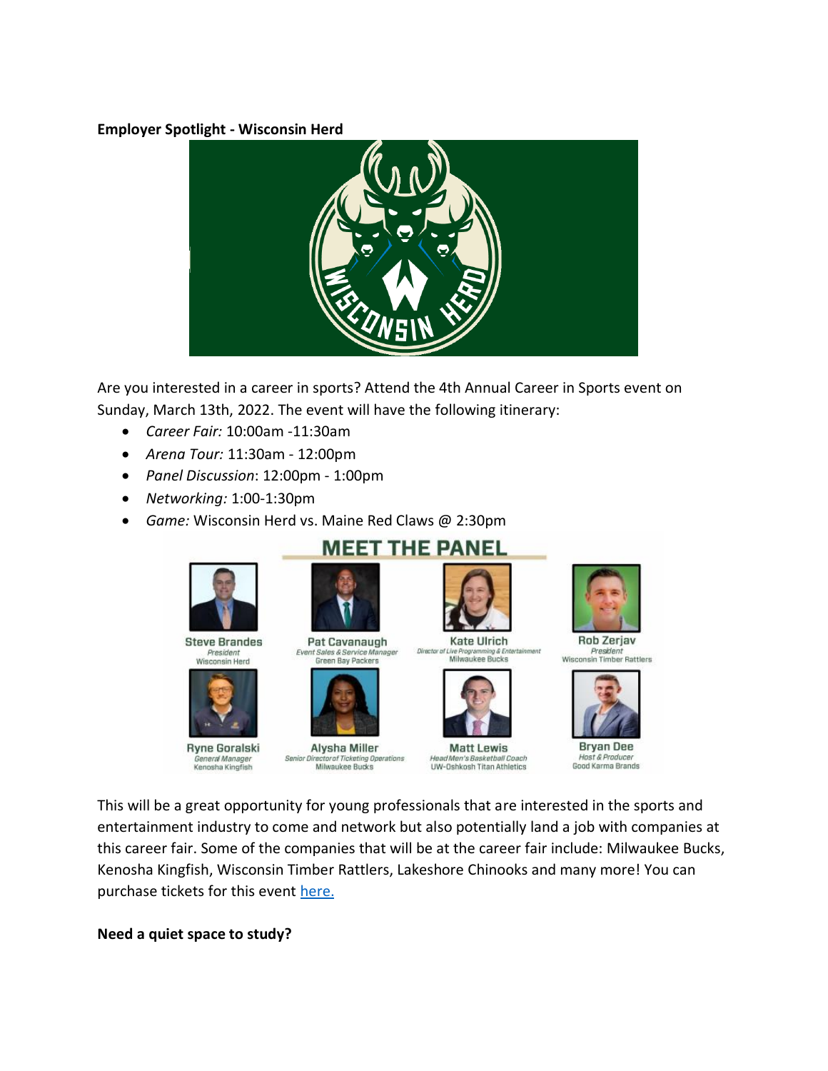**Employer Spotlight - Wisconsin Herd**

Are you interested in a career in sports? Attend the 4th Annual Career in Sports event on Sunday, March 13th, 2022. The event will have the following itinerary:

- *Career Fair:* 10:00am -11:30am
- *Arena Tour:* 11:30am - 12:00pm
- *Panel Discussion*: 12:00pm - 1:00pm
- *Networking:* 1:00-1:30pm
- *Game:* Wisconsin Herd vs. Maine Red Claws @ 2:30pm

**MEET THE PANEL**

- **Steve Brandes** — *President*, Wisconsin Herd
- **Pat Cavanaugh** — *Event Sales & Service Manager*, Green Bay Packers
- **Kate Ulrich** — *Director of Live Programming & Entertainment*, Milwaukee Bucks
- **Rob Zerjav** — *President*, Wisconsin Timber Rattlers
- **Ryne Goralski** — *General Manager*, Kenosha Kingfish
- **Alysha Miller** — *Senior Director of Ticketing Operations*, Milwaukee Bucks
- **Matt Lewis** — *Head Men's Basketball Coach*, UW-Oshkosh Titan Athletics
- **Bryan Dee** — *Host & Producer*, Good Karma Brands

This will be a great opportunity for young professionals that are interested in the sports and entertainment industry to come and network but also potentially land a job with companies at this career fair. Some of the companies that will be at the career fair include: Milwaukee Bucks, Kenosha Kingfish, Wisconsin Timber Rattlers, Lakeshore Chinooks and many more! You can purchase tickets for this event [here.](#)

**Need a quiet space to study?**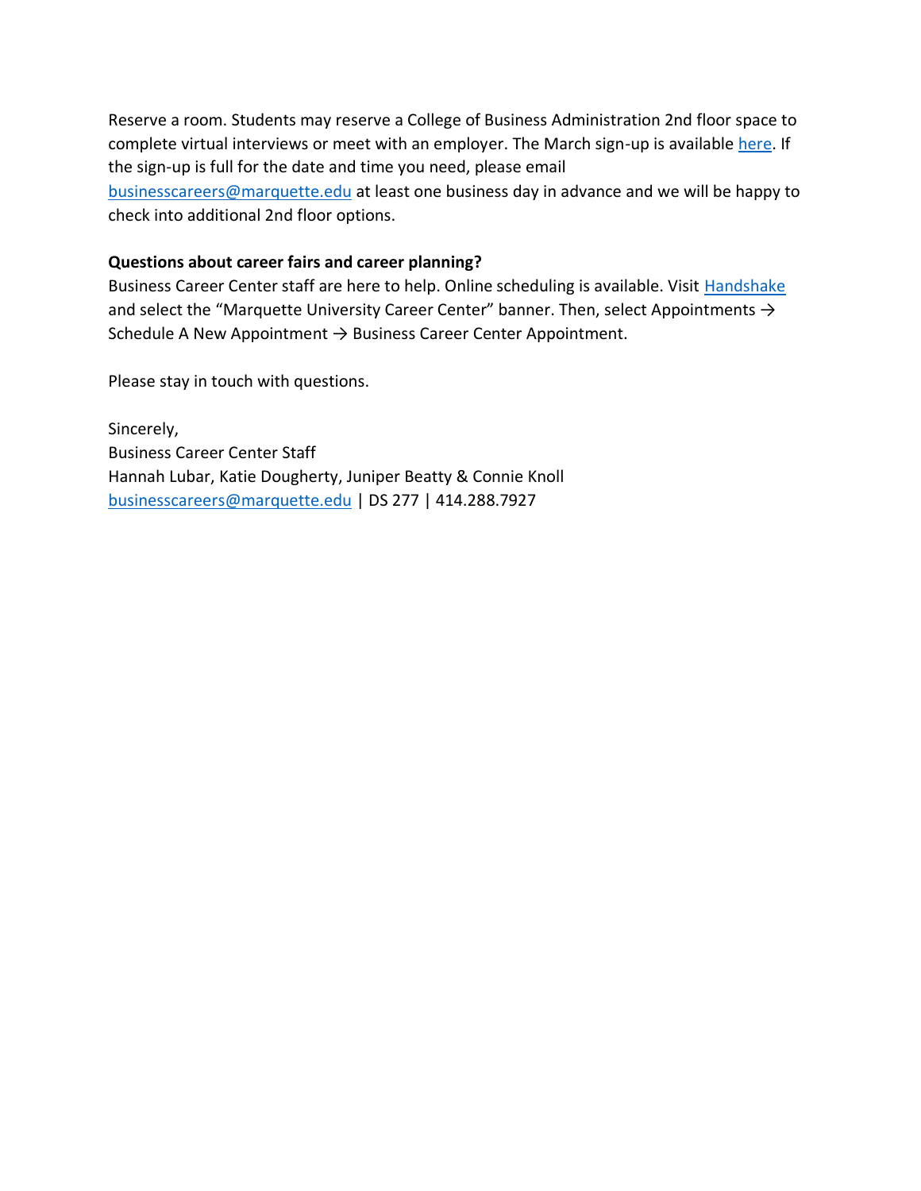Reserve a room. Students may reserve a College of Business Administration 2nd floor space to complete virtual interviews or meet with an employer. The March sign-up is available [here](). If the sign-up is full for the date and time you need, please email [businesscareers@marquette.edu](mailto:businesscareers@marquette.edu) at least one business day in advance and we will be happy to check into additional 2nd floor options.

**Questions about career fairs and career planning?**

Business Career Center staff are here to help. Online scheduling is available. Visit [Handshake]() and select the "Marquette University Career Center" banner. Then, select Appointments → Schedule A New Appointment → Business Career Center Appointment.

Please stay in touch with questions.

Sincerely,  
Business Career Center Staff  
Hannah Lubar, Katie Dougherty, Juniper Beatty & Connie Knoll  
[businesscareers@marquette.edu](mailto:businesscareers@marquette.edu) | DS 277 | 414.288.7927